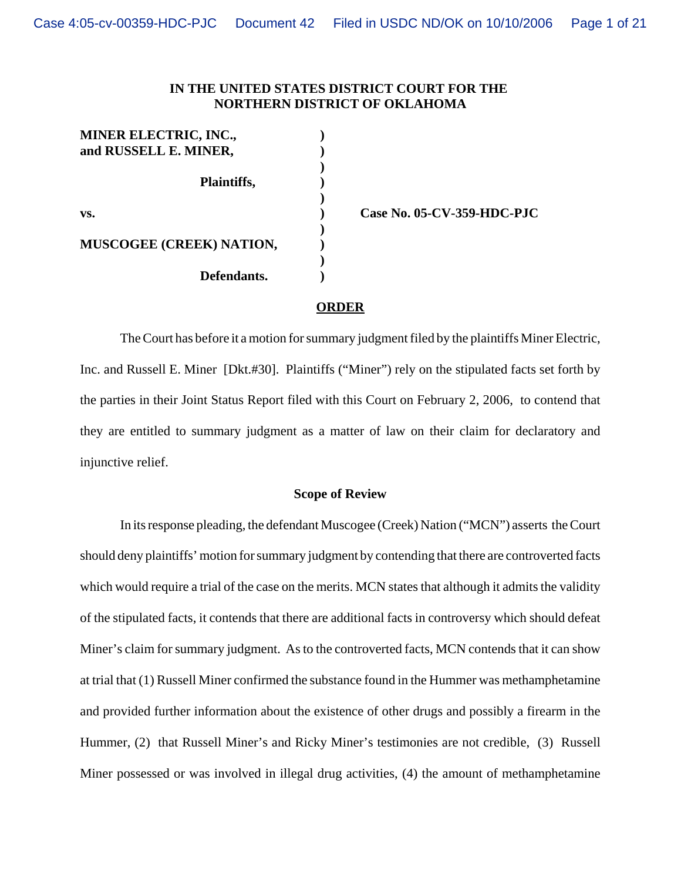**IN THE UNITED STATES DISTRICT COURT FOR THE NORTHERN DISTRICT OF OKLAHOMA**

| | | |
|---|---|---|
| **MINER ELECTRIC, INC., and RUSSELL E. MINER,** | ) | |
| **Plaintiffs,** | ) | |
| **vs.** | ) | **Case No. 05-CV-359-HDC-PJC** |
| **MUSCOGEE (CREEK) NATION,** | ) | |
| **Defendants.** | ) | |

## ORDER

The Court has before it a motion for summary judgment filed by the plaintiffs Miner Electric, Inc. and Russell E. Miner [Dkt.#30]. Plaintiffs ("Miner") rely on the stipulated facts set forth by the parties in their Joint Status Report filed with this Court on February 2, 2006, to contend that they are entitled to summary judgment as a matter of law on their claim for declaratory and injunctive relief.

### Scope of Review

In its response pleading, the defendant Muscogee (Creek) Nation ("MCN") asserts the Court should deny plaintiffs' motion for summary judgment by contending that there are controverted facts which would require a trial of the case on the merits. MCN states that although it admits the validity of the stipulated facts, it contends that there are additional facts in controversy which should defeat Miner's claim for summary judgment. As to the controverted facts, MCN contends that it can show at trial that (1) Russell Miner confirmed the substance found in the Hummer was methamphetamine and provided further information about the existence of other drugs and possibly a firearm in the Hummer, (2) that Russell Miner's and Ricky Miner's testimonies are not credible, (3) Russell Miner possessed or was involved in illegal drug activities, (4) the amount of methamphetamine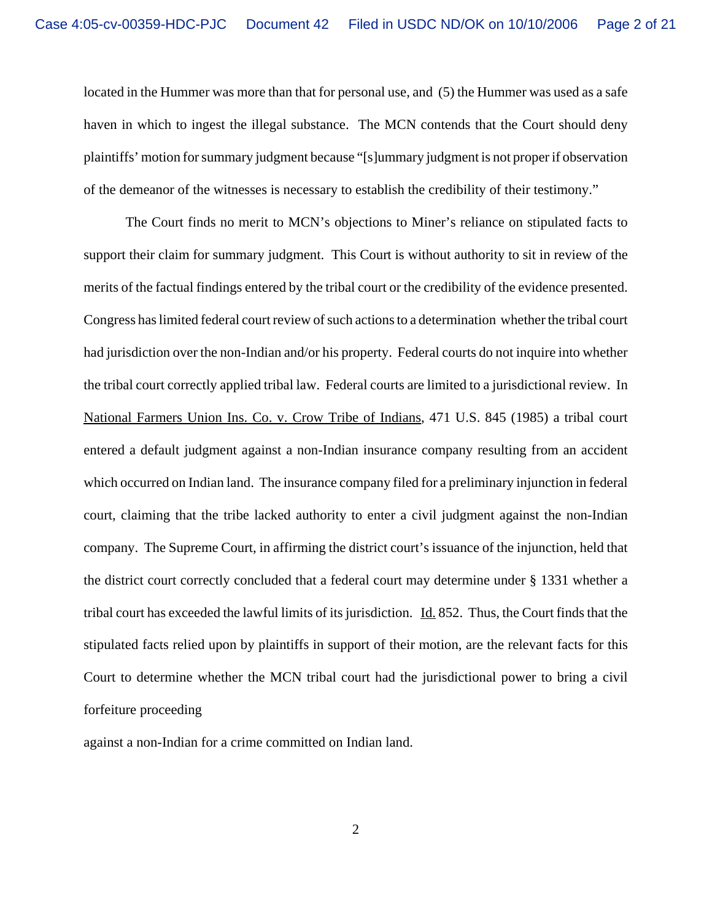located in the Hummer was more than that for personal use, and (5) the Hummer was used as a safe haven in which to ingest the illegal substance. The MCN contends that the Court should deny plaintiffs' motion for summary judgment because "[s]ummary judgment is not proper if observation of the demeanor of the witnesses is necessary to establish the credibility of their testimony."

The Court finds no merit to MCN's objections to Miner's reliance on stipulated facts to support their claim for summary judgment. This Court is without authority to sit in review of the merits of the factual findings entered by the tribal court or the credibility of the evidence presented. Congress has limited federal court review of such actions to a determination whether the tribal court had jurisdiction over the non-Indian and/or his property. Federal courts do not inquire into whether the tribal court correctly applied tribal law. Federal courts are limited to a jurisdictional review. In National Farmers Union Ins. Co. v. Crow Tribe of Indians, 471 U.S. 845 (1985) a tribal court entered a default judgment against a non-Indian insurance company resulting from an accident which occurred on Indian land. The insurance company filed for a preliminary injunction in federal court, claiming that the tribe lacked authority to enter a civil judgment against the non-Indian company. The Supreme Court, in affirming the district court's issuance of the injunction, held that the district court correctly concluded that a federal court may determine under § 1331 whether a tribal court has exceeded the lawful limits of its jurisdiction. Id. 852. Thus, the Court finds that the stipulated facts relied upon by plaintiffs in support of their motion, are the relevant facts for this Court to determine whether the MCN tribal court had the jurisdictional power to bring a civil forfeiture proceeding

against a non-Indian for a crime committed on Indian land.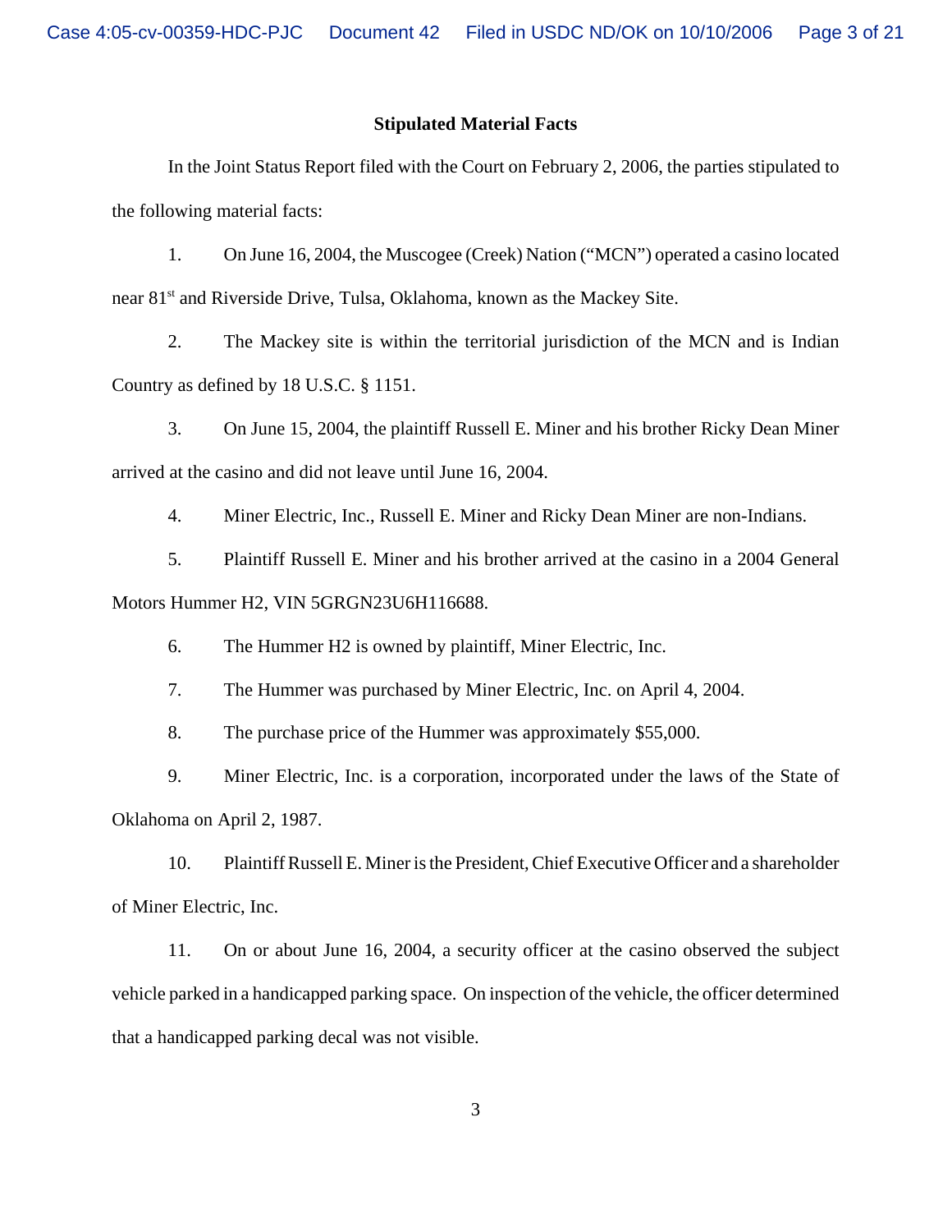## Stipulated Material Facts

In the Joint Status Report filed with the Court on February 2, 2006, the parties stipulated to the following material facts:

1. On June 16, 2004, the Muscogee (Creek) Nation ("MCN") operated a casino located near 81st and Riverside Drive, Tulsa, Oklahoma, known as the Mackey Site.

2. The Mackey site is within the territorial jurisdiction of the MCN and is Indian Country as defined by 18 U.S.C. § 1151.

3. On June 15, 2004, the plaintiff Russell E. Miner and his brother Ricky Dean Miner arrived at the casino and did not leave until June 16, 2004.

4. Miner Electric, Inc., Russell E. Miner and Ricky Dean Miner are non-Indians.

5. Plaintiff Russell E. Miner and his brother arrived at the casino in a 2004 General Motors Hummer H2, VIN 5GRGN23U6H116688.

6. The Hummer H2 is owned by plaintiff, Miner Electric, Inc.

7. The Hummer was purchased by Miner Electric, Inc. on April 4, 2004.

8. The purchase price of the Hummer was approximately $55,000.

9. Miner Electric, Inc. is a corporation, incorporated under the laws of the State of Oklahoma on April 2, 1987.

10. Plaintiff Russell E. Miner is the President, Chief Executive Officer and a shareholder of Miner Electric, Inc.

11. On or about June 16, 2004, a security officer at the casino observed the subject vehicle parked in a handicapped parking space. On inspection of the vehicle, the officer determined that a handicapped parking decal was not visible.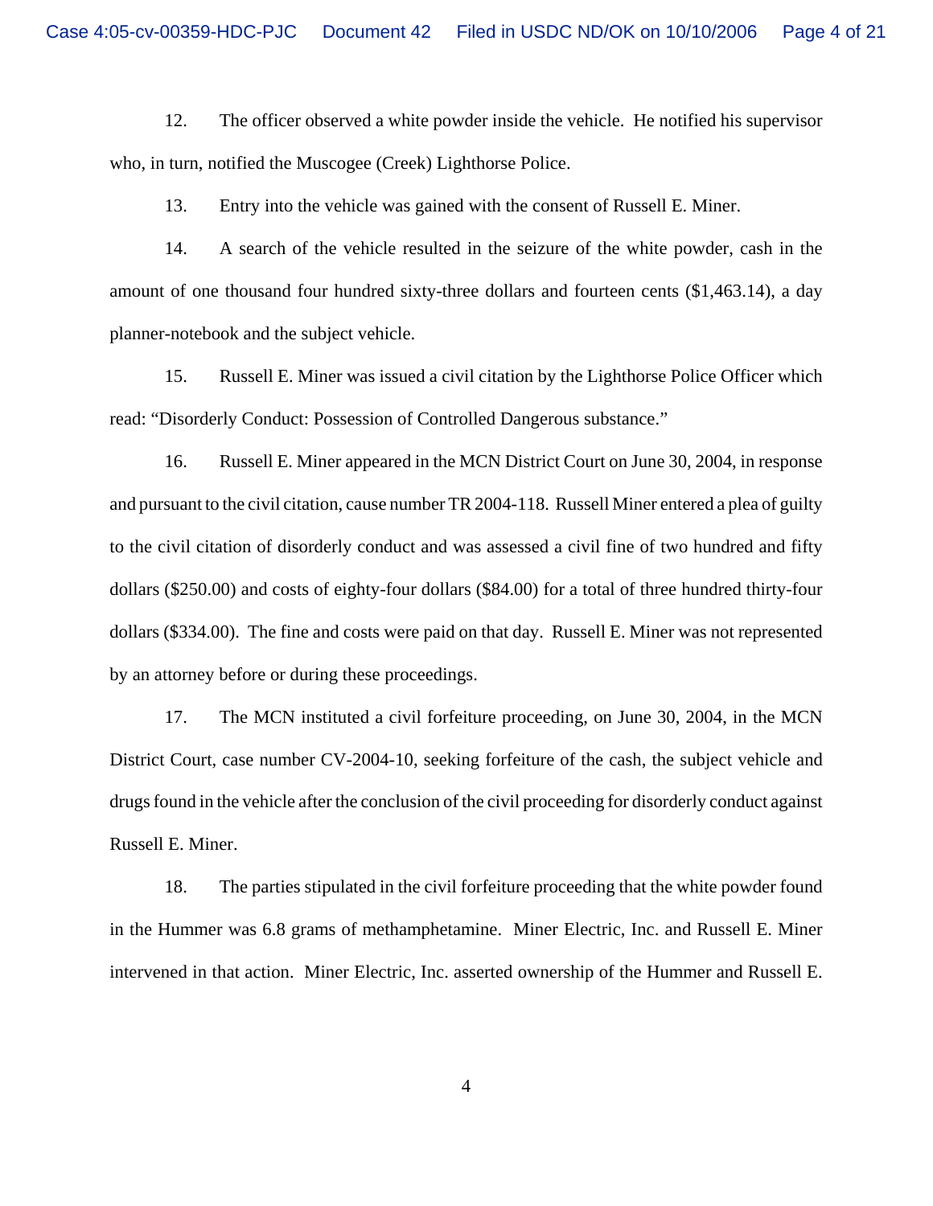12. The officer observed a white powder inside the vehicle. He notified his supervisor who, in turn, notified the Muscogee (Creek) Lighthorse Police.

13. Entry into the vehicle was gained with the consent of Russell E. Miner.

14. A search of the vehicle resulted in the seizure of the white powder, cash in the amount of one thousand four hundred sixty-three dollars and fourteen cents ($1,463.14), a day planner-notebook and the subject vehicle.

15. Russell E. Miner was issued a civil citation by the Lighthorse Police Officer which read: "Disorderly Conduct: Possession of Controlled Dangerous substance."

16. Russell E. Miner appeared in the MCN District Court on June 30, 2004, in response and pursuant to the civil citation, cause number TR 2004-118. Russell Miner entered a plea of guilty to the civil citation of disorderly conduct and was assessed a civil fine of two hundred and fifty dollars ($250.00) and costs of eighty-four dollars ($84.00) for a total of three hundred thirty-four dollars ($334.00). The fine and costs were paid on that day. Russell E. Miner was not represented by an attorney before or during these proceedings.

17. The MCN instituted a civil forfeiture proceeding, on June 30, 2004, in the MCN District Court, case number CV-2004-10, seeking forfeiture of the cash, the subject vehicle and drugs found in the vehicle after the conclusion of the civil proceeding for disorderly conduct against Russell E. Miner.

18. The parties stipulated in the civil forfeiture proceeding that the white powder found in the Hummer was 6.8 grams of methamphetamine. Miner Electric, Inc. and Russell E. Miner intervened in that action. Miner Electric, Inc. asserted ownership of the Hummer and Russell E.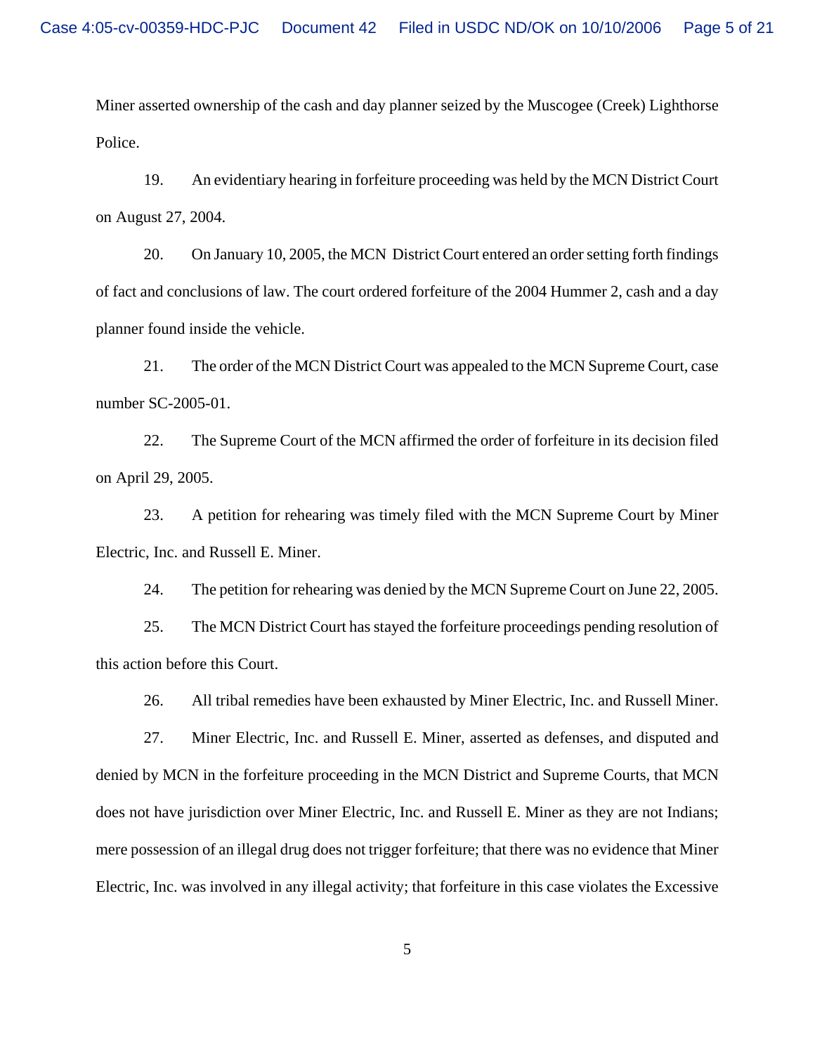Miner asserted ownership of the cash and day planner seized by the Muscogee (Creek) Lighthorse Police.

19. An evidentiary hearing in forfeiture proceeding was held by the MCN District Court on August 27, 2004.

20. On January 10, 2005, the MCN District Court entered an order setting forth findings of fact and conclusions of law. The court ordered forfeiture of the 2004 Hummer 2, cash and a day planner found inside the vehicle.

21. The order of the MCN District Court was appealed to the MCN Supreme Court, case number SC-2005-01.

22. The Supreme Court of the MCN affirmed the order of forfeiture in its decision filed on April 29, 2005.

23. A petition for rehearing was timely filed with the MCN Supreme Court by Miner Electric, Inc. and Russell E. Miner.

24. The petition for rehearing was denied by the MCN Supreme Court on June 22, 2005.

25. The MCN District Court has stayed the forfeiture proceedings pending resolution of this action before this Court.

26. All tribal remedies have been exhausted by Miner Electric, Inc. and Russell Miner.

27. Miner Electric, Inc. and Russell E. Miner, asserted as defenses, and disputed and denied by MCN in the forfeiture proceeding in the MCN District and Supreme Courts, that MCN does not have jurisdiction over Miner Electric, Inc. and Russell E. Miner as they are not Indians; mere possession of an illegal drug does not trigger forfeiture; that there was no evidence that Miner Electric, Inc. was involved in any illegal activity; that forfeiture in this case violates the Excessive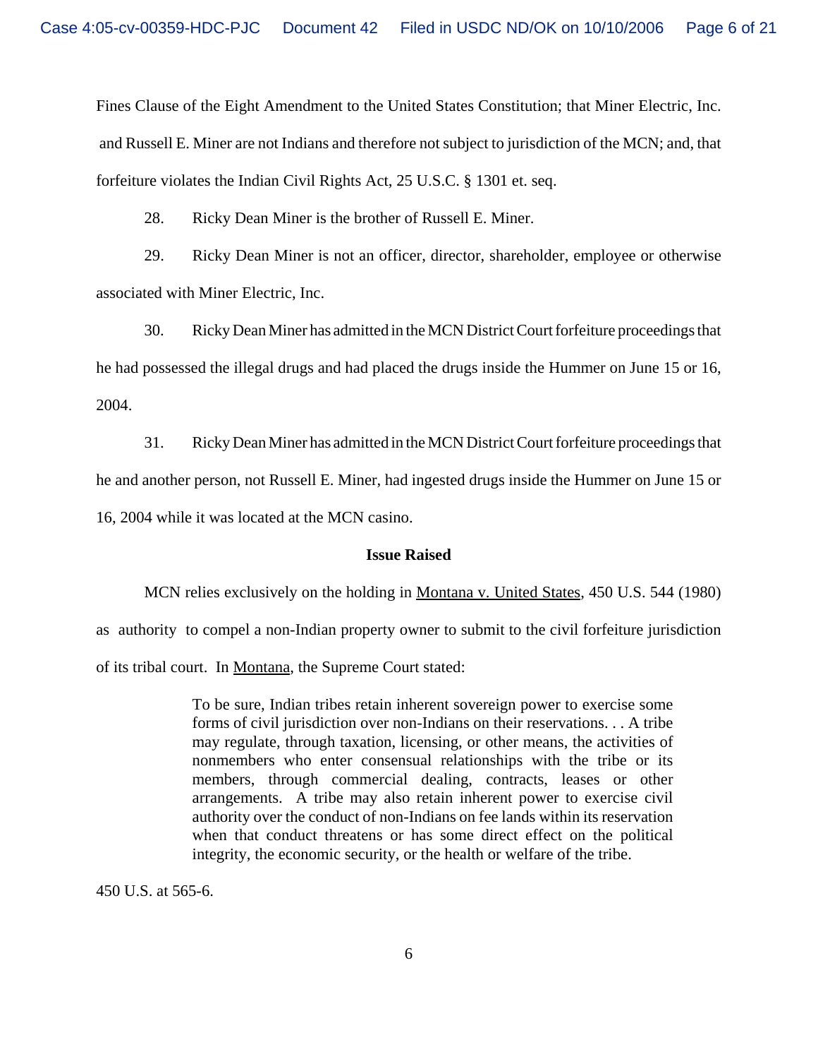Fines Clause of the Eight Amendment to the United States Constitution; that Miner Electric, Inc. and Russell E. Miner are not Indians and therefore not subject to jurisdiction of the MCN; and, that forfeiture violates the Indian Civil Rights Act, 25 U.S.C. § 1301 et. seq.

28. Ricky Dean Miner is the brother of Russell E. Miner.

29. Ricky Dean Miner is not an officer, director, shareholder, employee or otherwise associated with Miner Electric, Inc.

30. Ricky Dean Miner has admitted in the MCN District Court forfeiture proceedings that he had possessed the illegal drugs and had placed the drugs inside the Hummer on June 15 or 16, 2004.

31. Ricky Dean Miner has admitted in the MCN District Court forfeiture proceedings that he and another person, not Russell E. Miner, had ingested drugs inside the Hummer on June 15 or 16, 2004 while it was located at the MCN casino.

**Issue Raised**

MCN relies exclusively on the holding in Montana v. United States, 450 U.S. 544 (1980) as authority to compel a non-Indian property owner to submit to the civil forfeiture jurisdiction of its tribal court. In Montana, the Supreme Court stated:

> To be sure, Indian tribes retain inherent sovereign power to exercise some forms of civil jurisdiction over non-Indians on their reservations. . . A tribe may regulate, through taxation, licensing, or other means, the activities of nonmembers who enter consensual relationships with the tribe or its members, through commercial dealing, contracts, leases or other arrangements. A tribe may also retain inherent power to exercise civil authority over the conduct of non-Indians on fee lands within its reservation when that conduct threatens or has some direct effect on the political integrity, the economic security, or the health or welfare of the tribe.

450 U.S. at 565-6.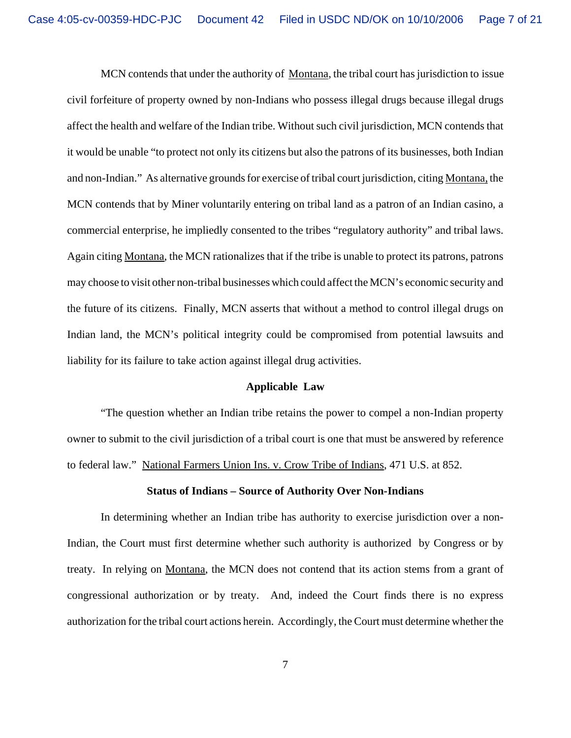MCN contends that under the authority of Montana, the tribal court has jurisdiction to issue civil forfeiture of property owned by non-Indians who possess illegal drugs because illegal drugs affect the health and welfare of the Indian tribe. Without such civil jurisdiction, MCN contends that it would be unable "to protect not only its citizens but also the patrons of its businesses, both Indian and non-Indian." As alternative grounds for exercise of tribal court jurisdiction, citing Montana, the MCN contends that by Miner voluntarily entering on tribal land as a patron of an Indian casino, a commercial enterprise, he impliedly consented to the tribes "regulatory authority" and tribal laws. Again citing Montana, the MCN rationalizes that if the tribe is unable to protect its patrons, patrons may choose to visit other non-tribal businesses which could affect the MCN's economic security and the future of its citizens. Finally, MCN asserts that without a method to control illegal drugs on Indian land, the MCN's political integrity could be compromised from potential lawsuits and liability for its failure to take action against illegal drug activities.

**Applicable Law**

"The question whether an Indian tribe retains the power to compel a non-Indian property owner to submit to the civil jurisdiction of a tribal court is one that must be answered by reference to federal law." National Farmers Union Ins. v. Crow Tribe of Indians, 471 U.S. at 852.

**Status of Indians – Source of Authority Over Non-Indians**

In determining whether an Indian tribe has authority to exercise jurisdiction over a non-Indian, the Court must first determine whether such authority is authorized by Congress or by treaty. In relying on Montana, the MCN does not contend that its action stems from a grant of congressional authorization or by treaty. And, indeed the Court finds there is no express authorization for the tribal court actions herein. Accordingly, the Court must determine whether the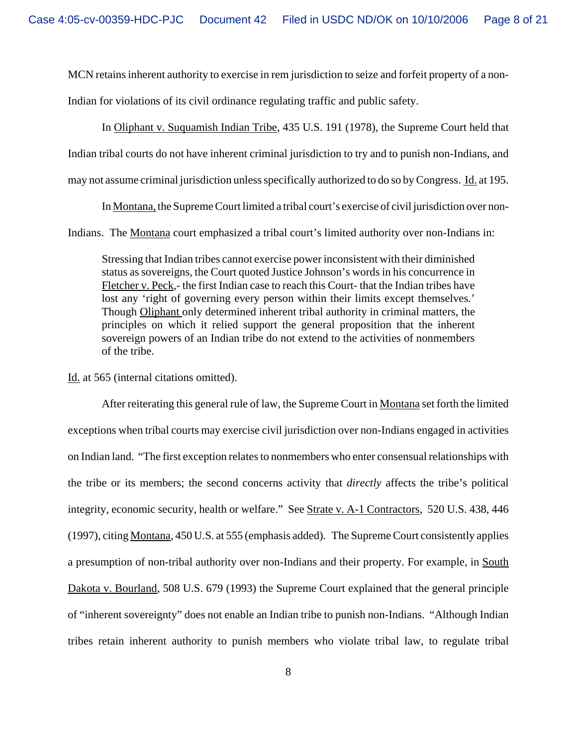MCN retains inherent authority to exercise in rem jurisdiction to seize and forfeit property of a non-Indian for violations of its civil ordinance regulating traffic and public safety.

In Oliphant v. Suquamish Indian Tribe, 435 U.S. 191 (1978), the Supreme Court held that Indian tribal courts do not have inherent criminal jurisdiction to try and to punish non-Indians, and may not assume criminal jurisdiction unless specifically authorized to do so by Congress. Id. at 195.

In Montana, the Supreme Court limited a tribal court's exercise of civil jurisdiction over non-Indians. The Montana court emphasized a tribal court's limited authority over non-Indians in:

> Stressing that Indian tribes cannot exercise power inconsistent with their diminished status as sovereigns, the Court quoted Justice Johnson's words in his concurrence in Fletcher v. Peck,- the first Indian case to reach this Court- that the Indian tribes have lost any 'right of governing every person within their limits except themselves.' Though Oliphant only determined inherent tribal authority in criminal matters, the principles on which it relied support the general proposition that the inherent sovereign powers of an Indian tribe do not extend to the activities of nonmembers of the tribe.

Id. at 565 (internal citations omitted).

After reiterating this general rule of law, the Supreme Court in Montana set forth the limited exceptions when tribal courts may exercise civil jurisdiction over non-Indians engaged in activities on Indian land. "The first exception relates to nonmembers who enter consensual relationships with the tribe or its members; the second concerns activity that *directly* affects the tribe's political integrity, economic security, health or welfare." See Strate v. A-1 Contractors, 520 U.S. 438, 446 (1997), citing Montana, 450 U.S. at 555 (emphasis added). The Supreme Court consistently applies a presumption of non-tribal authority over non-Indians and their property. For example, in South Dakota v. Bourland, 508 U.S. 679 (1993) the Supreme Court explained that the general principle of "inherent sovereignty" does not enable an Indian tribe to punish non-Indians. "Although Indian tribes retain inherent authority to punish members who violate tribal law, to regulate tribal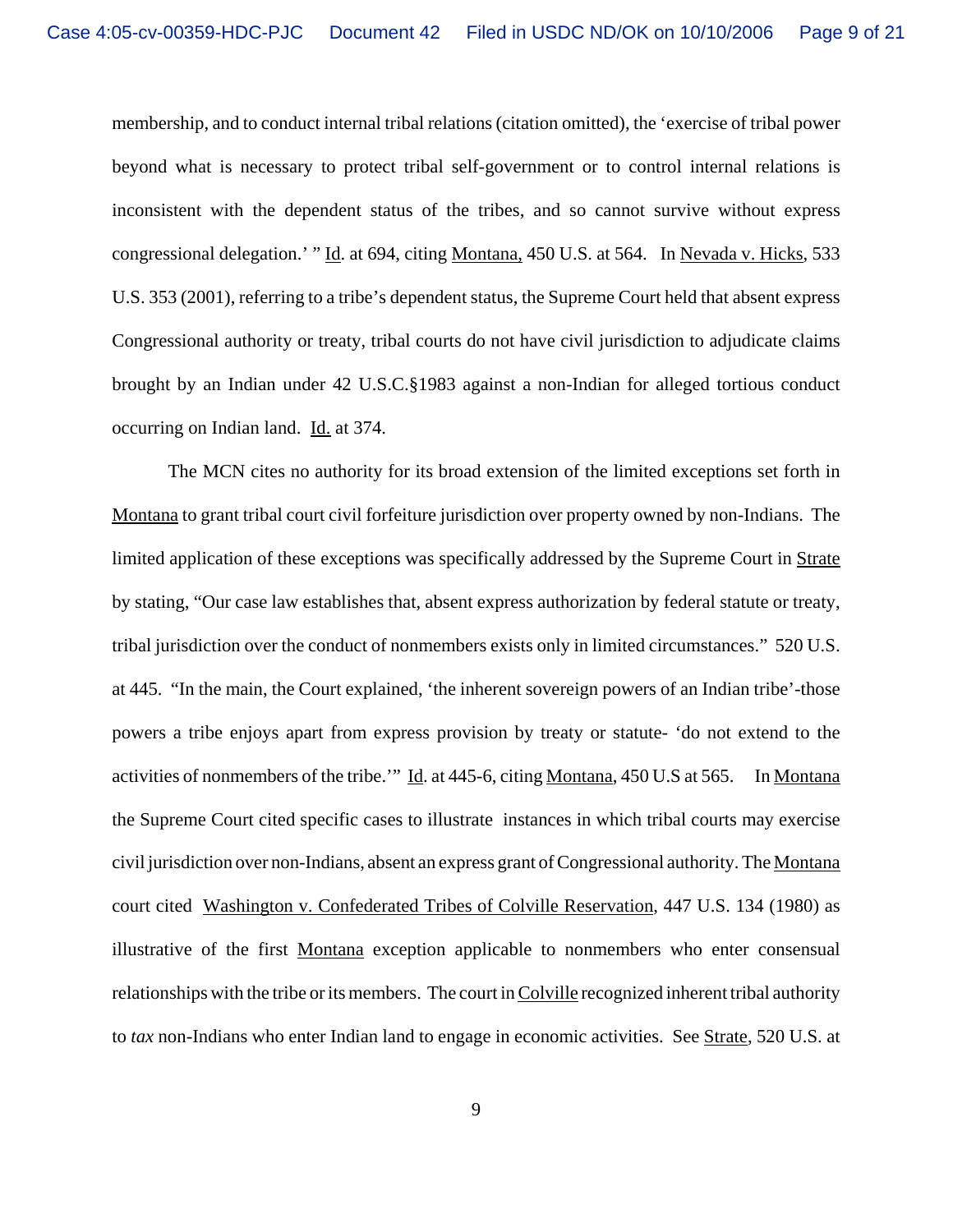membership, and to conduct internal tribal relations (citation omitted), the 'exercise of tribal power beyond what is necessary to protect tribal self-government or to control internal relations is inconsistent with the dependent status of the tribes, and so cannot survive without express congressional delegation.' " Id. at 694, citing Montana, 450 U.S. at 564. In Nevada v. Hicks, 533 U.S. 353 (2001), referring to a tribe's dependent status, the Supreme Court held that absent express Congressional authority or treaty, tribal courts do not have civil jurisdiction to adjudicate claims brought by an Indian under 42 U.S.C.§1983 against a non-Indian for alleged tortious conduct occurring on Indian land. Id. at 374.

The MCN cites no authority for its broad extension of the limited exceptions set forth in Montana to grant tribal court civil forfeiture jurisdiction over property owned by non-Indians. The limited application of these exceptions was specifically addressed by the Supreme Court in Strate by stating, "Our case law establishes that, absent express authorization by federal statute or treaty, tribal jurisdiction over the conduct of nonmembers exists only in limited circumstances." 520 U.S. at 445. "In the main, the Court explained, 'the inherent sovereign powers of an Indian tribe'-those powers a tribe enjoys apart from express provision by treaty or statute- 'do not extend to the activities of nonmembers of the tribe.'" Id. at 445-6, citing Montana, 450 U.S at 565. In Montana the Supreme Court cited specific cases to illustrate instances in which tribal courts may exercise civil jurisdiction over non-Indians, absent an express grant of Congressional authority. The Montana court cited Washington v. Confederated Tribes of Colville Reservation, 447 U.S. 134 (1980) as illustrative of the first Montana exception applicable to nonmembers who enter consensual relationships with the tribe or its members. The court in Colville recognized inherent tribal authority to *tax* non-Indians who enter Indian land to engage in economic activities. See Strate, 520 U.S. at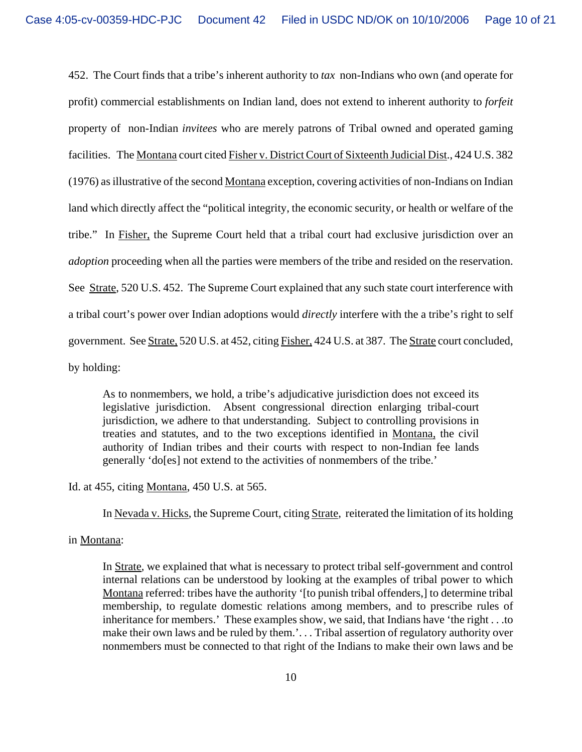452. The Court finds that a tribe's inherent authority to *tax* non-Indians who own (and operate for profit) commercial establishments on Indian land, does not extend to inherent authority to *forfeit* property of non-Indian *invitees* who are merely patrons of Tribal owned and operated gaming facilities. The Montana court cited Fisher v. District Court of Sixteenth Judicial Dist., 424 U.S. 382 (1976) as illustrative of the second Montana exception, covering activities of non-Indians on Indian land which directly affect the "political integrity, the economic security, or health or welfare of the tribe." In Fisher, the Supreme Court held that a tribal court had exclusive jurisdiction over an *adoption* proceeding when all the parties were members of the tribe and resided on the reservation. See Strate, 520 U.S. 452. The Supreme Court explained that any such state court interference with a tribal court's power over Indian adoptions would *directly* interfere with the a tribe's right to self government. See Strate, 520 U.S. at 452, citing Fisher, 424 U.S. at 387. The Strate court concluded, by holding:

> As to nonmembers, we hold, a tribe's adjudicative jurisdiction does not exceed its legislative jurisdiction. Absent congressional direction enlarging tribal-court jurisdiction, we adhere to that understanding. Subject to controlling provisions in treaties and statutes, and to the two exceptions identified in Montana, the civil authority of Indian tribes and their courts with respect to non-Indian fee lands generally 'do[es] not extend to the activities of nonmembers of the tribe.'

Id. at 455, citing Montana, 450 U.S. at 565.

In Nevada v. Hicks, the Supreme Court, citing Strate, reiterated the limitation of its holding in Montana:

> In Strate, we explained that what is necessary to protect tribal self-government and control internal relations can be understood by looking at the examples of tribal power to which Montana referred: tribes have the authority '[to punish tribal offenders,] to determine tribal membership, to regulate domestic relations among members, and to prescribe rules of inheritance for members.' These examples show, we said, that Indians have 'the right . . .to make their own laws and be ruled by them.'. . . Tribal assertion of regulatory authority over nonmembers must be connected to that right of the Indians to make their own laws and be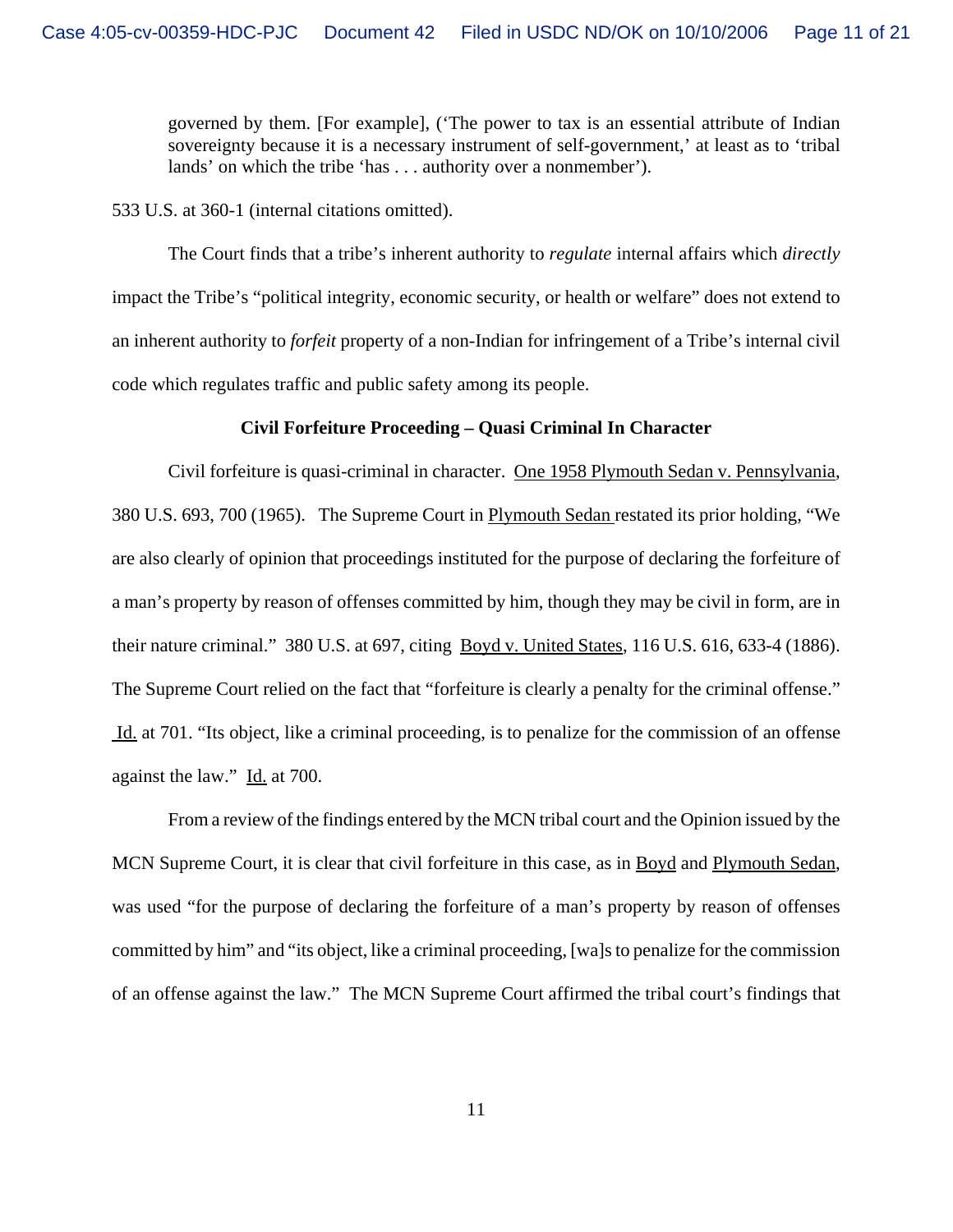> governed by them. [For example], ('The power to tax is an essential attribute of Indian sovereignty because it is a necessary instrument of self-government,' at least as to 'tribal lands' on which the tribe 'has . . . authority over a nonmember').

533 U.S. at 360-1 (internal citations omitted).

The Court finds that a tribe's inherent authority to *regulate* internal affairs which *directly* impact the Tribe's "political integrity, economic security, or health or welfare" does not extend to an inherent authority to *forfeit* property of a non-Indian for infringement of a Tribe's internal civil code which regulates traffic and public safety among its people.

**Civil Forfeiture Proceeding – Quasi Criminal In Character**

Civil forfeiture is quasi-criminal in character. One 1958 Plymouth Sedan v. Pennsylvania, 380 U.S. 693, 700 (1965). The Supreme Court in Plymouth Sedan restated its prior holding, "We are also clearly of opinion that proceedings instituted for the purpose of declaring the forfeiture of a man's property by reason of offenses committed by him, though they may be civil in form, are in their nature criminal." 380 U.S. at 697, citing Boyd v. United States, 116 U.S. 616, 633-4 (1886). The Supreme Court relied on the fact that "forfeiture is clearly a penalty for the criminal offense." Id. at 701. "Its object, like a criminal proceeding, is to penalize for the commission of an offense against the law." Id. at 700.

From a review of the findings entered by the MCN tribal court and the Opinion issued by the MCN Supreme Court, it is clear that civil forfeiture in this case, as in Boyd and Plymouth Sedan, was used "for the purpose of declaring the forfeiture of a man's property by reason of offenses committed by him" and "its object, like a criminal proceeding, [wa]s to penalize for the commission of an offense against the law." The MCN Supreme Court affirmed the tribal court's findings that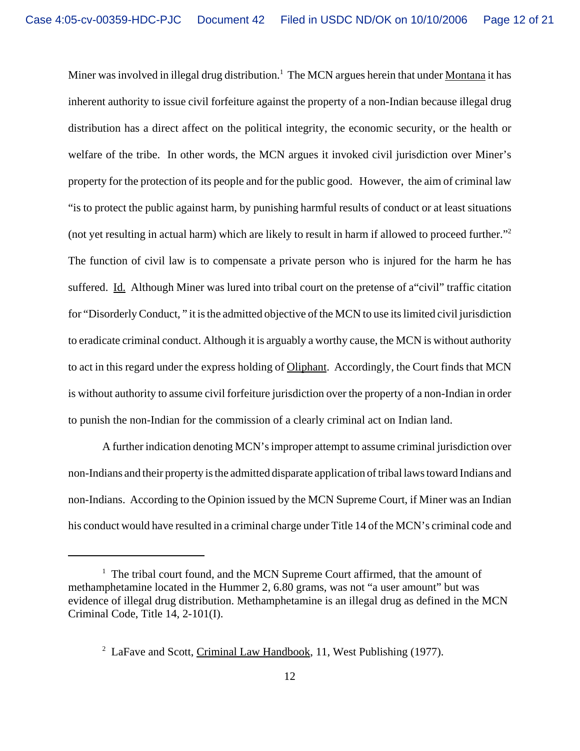Miner was involved in illegal drug distribution.[1] The MCN argues herein that under Montana it has inherent authority to issue civil forfeiture against the property of a non-Indian because illegal drug distribution has a direct affect on the political integrity, the economic security, or the health or welfare of the tribe. In other words, the MCN argues it invoked civil jurisdiction over Miner's property for the protection of its people and for the public good. However, the aim of criminal law "is to protect the public against harm, by punishing harmful results of conduct or at least situations (not yet resulting in actual harm) which are likely to result in harm if allowed to proceed further."[2] The function of civil law is to compensate a private person who is injured for the harm he has suffered. Id. Although Miner was lured into tribal court on the pretense of a"civil" traffic citation for "Disorderly Conduct, " it is the admitted objective of the MCN to use its limited civil jurisdiction to eradicate criminal conduct. Although it is arguably a worthy cause, the MCN is without authority to act in this regard under the express holding of Oliphant. Accordingly, the Court finds that MCN is without authority to assume civil forfeiture jurisdiction over the property of a non-Indian in order to punish the non-Indian for the commission of a clearly criminal act on Indian land.

A further indication denoting MCN's improper attempt to assume criminal jurisdiction over non-Indians and their property is the admitted disparate application of tribal laws toward Indians and non-Indians. According to the Opinion issued by the MCN Supreme Court, if Miner was an Indian his conduct would have resulted in a criminal charge under Title 14 of the MCN's criminal code and

---

[1] The tribal court found, and the MCN Supreme Court affirmed, that the amount of methamphetamine located in the Hummer 2, 6.80 grams, was not "a user amount" but was evidence of illegal drug distribution. Methamphetamine is an illegal drug as defined in the MCN Criminal Code, Title 14, 2-101(I).

[2] LaFave and Scott, Criminal Law Handbook, 11, West Publishing (1977).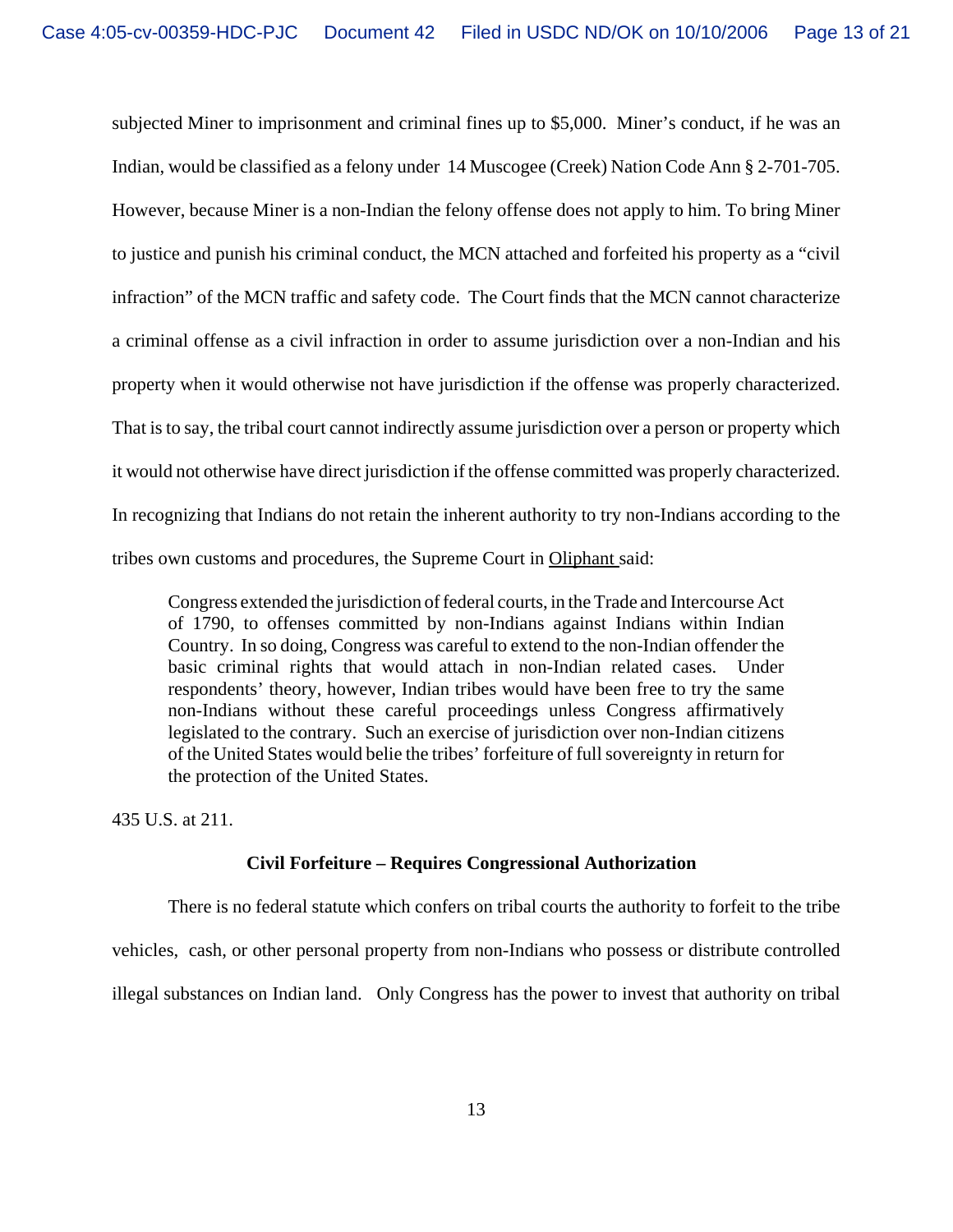subjected Miner to imprisonment and criminal fines up to $5,000. Miner's conduct, if he was an Indian, would be classified as a felony under 14 Muscogee (Creek) Nation Code Ann § 2-701-705. However, because Miner is a non-Indian the felony offense does not apply to him. To bring Miner to justice and punish his criminal conduct, the MCN attached and forfeited his property as a "civil infraction" of the MCN traffic and safety code. The Court finds that the MCN cannot characterize a criminal offense as a civil infraction in order to assume jurisdiction over a non-Indian and his property when it would otherwise not have jurisdiction if the offense was properly characterized. That is to say, the tribal court cannot indirectly assume jurisdiction over a person or property which it would not otherwise have direct jurisdiction if the offense committed was properly characterized. In recognizing that Indians do not retain the inherent authority to try non-Indians according to the tribes own customs and procedures, the Supreme Court in Oliphant said:

> Congress extended the jurisdiction of federal courts, in the Trade and Intercourse Act of 1790, to offenses committed by non-Indians against Indians within Indian Country. In so doing, Congress was careful to extend to the non-Indian offender the basic criminal rights that would attach in non-Indian related cases. Under respondents' theory, however, Indian tribes would have been free to try the same non-Indians without these careful proceedings unless Congress affirmatively legislated to the contrary. Such an exercise of jurisdiction over non-Indian citizens of the United States would belie the tribes' forfeiture of full sovereignty in return for the protection of the United States.

435 U.S. at 211.

**Civil Forfeiture – Requires Congressional Authorization**

There is no federal statute which confers on tribal courts the authority to forfeit to the tribe vehicles, cash, or other personal property from non-Indians who possess or distribute controlled illegal substances on Indian land. Only Congress has the power to invest that authority on tribal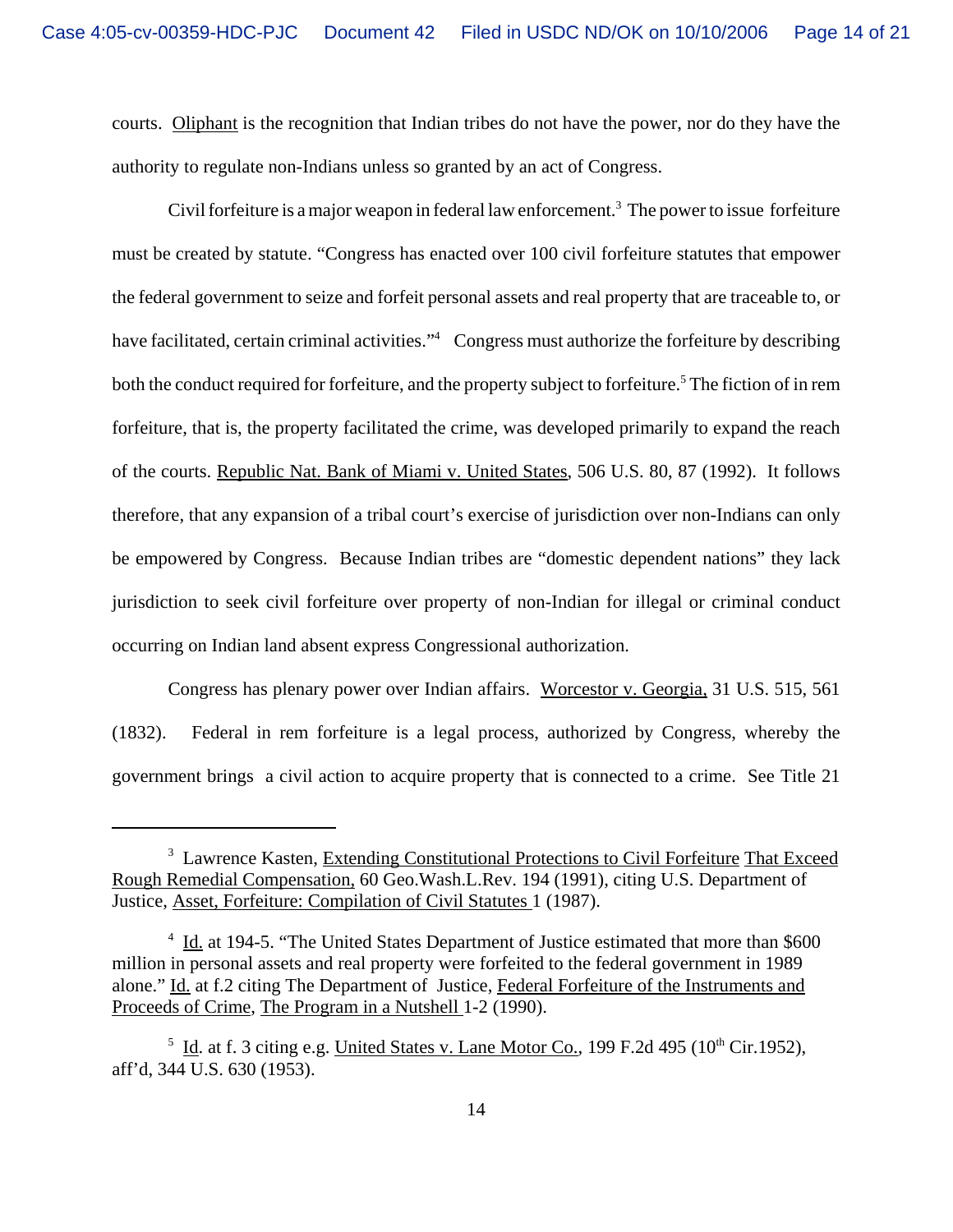courts. Oliphant is the recognition that Indian tribes do not have the power, nor do they have the authority to regulate non-Indians unless so granted by an act of Congress.

Civil forfeiture is a major weapon in federal law enforcement.[3] The power to issue forfeiture must be created by statute. "Congress has enacted over 100 civil forfeiture statutes that empower the federal government to seize and forfeit personal assets and real property that are traceable to, or have facilitated, certain criminal activities."[4] Congress must authorize the forfeiture by describing both the conduct required for forfeiture, and the property subject to forfeiture.[5] The fiction of in rem forfeiture, that is, the property facilitated the crime, was developed primarily to expand the reach of the courts. Republic Nat. Bank of Miami v. United States, 506 U.S. 80, 87 (1992). It follows therefore, that any expansion of a tribal court's exercise of jurisdiction over non-Indians can only be empowered by Congress. Because Indian tribes are "domestic dependent nations" they lack jurisdiction to seek civil forfeiture over property of non-Indian for illegal or criminal conduct occurring on Indian land absent express Congressional authorization.

Congress has plenary power over Indian affairs. Worcestor v. Georgia, 31 U.S. 515, 561 (1832). Federal in rem forfeiture is a legal process, authorized by Congress, whereby the government brings a civil action to acquire property that is connected to a crime. See Title 21

---

[3] Lawrence Kasten, Extending Constitutional Protections to Civil Forfeiture That Exceed Rough Remedial Compensation, 60 Geo.Wash.L.Rev. 194 (1991), citing U.S. Department of Justice, Asset, Forfeiture: Compilation of Civil Statutes 1 (1987).

[4] Id. at 194-5. "The United States Department of Justice estimated that more than $600 million in personal assets and real property were forfeited to the federal government in 1989 alone." Id. at f.2 citing The Department of Justice, Federal Forfeiture of the Instruments and Proceeds of Crime, The Program in a Nutshell 1-2 (1990).

[5] Id. at f. 3 citing e.g. United States v. Lane Motor Co., 199 F.2d 495 (10th Cir.1952), aff'd, 344 U.S. 630 (1953).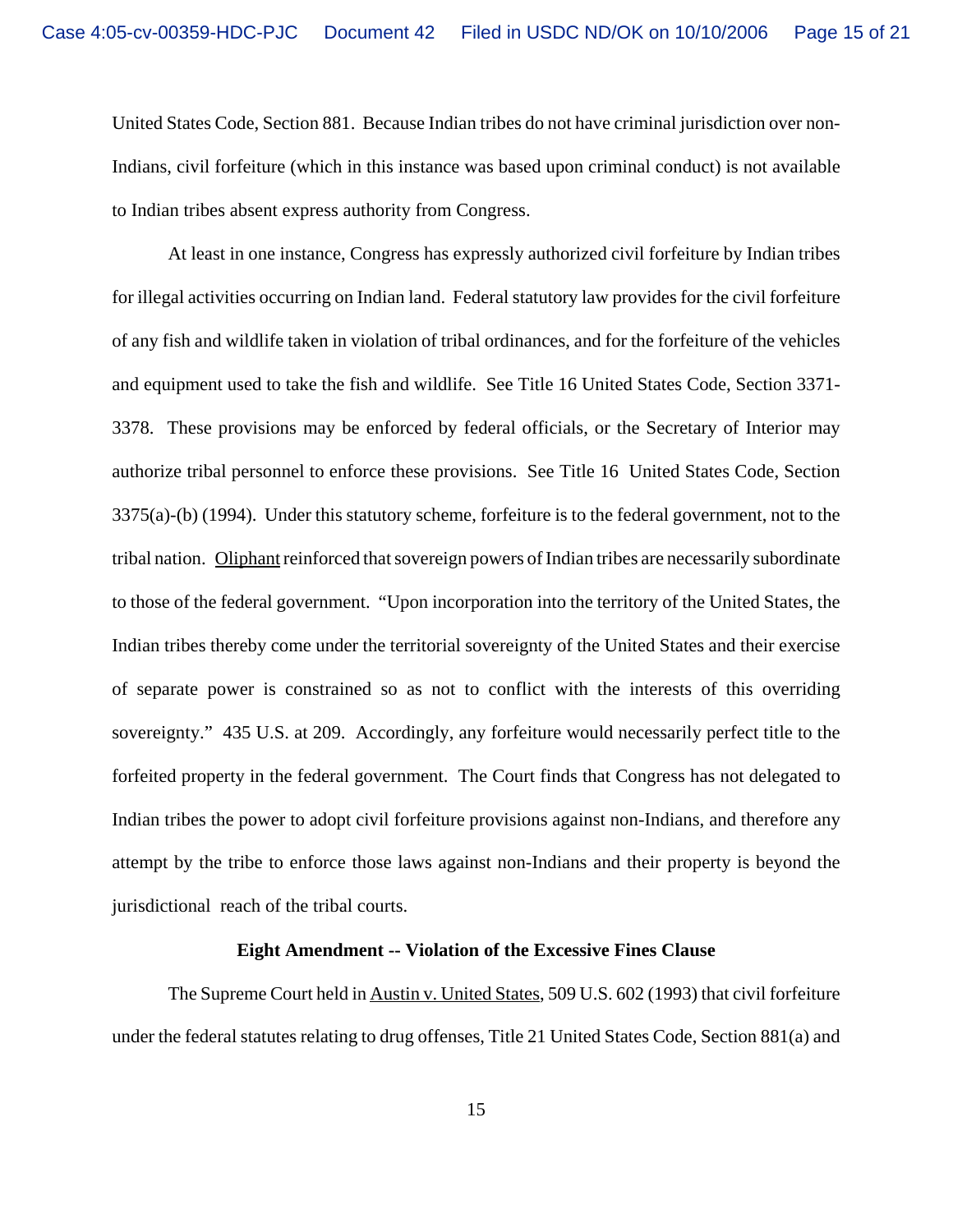United States Code, Section 881. Because Indian tribes do not have criminal jurisdiction over non-Indians, civil forfeiture (which in this instance was based upon criminal conduct) is not available to Indian tribes absent express authority from Congress.

At least in one instance, Congress has expressly authorized civil forfeiture by Indian tribes for illegal activities occurring on Indian land. Federal statutory law provides for the civil forfeiture of any fish and wildlife taken in violation of tribal ordinances, and for the forfeiture of the vehicles and equipment used to take the fish and wildlife. See Title 16 United States Code, Section 3371-3378. These provisions may be enforced by federal officials, or the Secretary of Interior may authorize tribal personnel to enforce these provisions. See Title 16 United States Code, Section 3375(a)-(b) (1994). Under this statutory scheme, forfeiture is to the federal government, not to the tribal nation. Oliphant reinforced that sovereign powers of Indian tribes are necessarily subordinate to those of the federal government. "Upon incorporation into the territory of the United States, the Indian tribes thereby come under the territorial sovereignty of the United States and their exercise of separate power is constrained so as not to conflict with the interests of this overriding sovereignty." 435 U.S. at 209. Accordingly, any forfeiture would necessarily perfect title to the forfeited property in the federal government. The Court finds that Congress has not delegated to Indian tribes the power to adopt civil forfeiture provisions against non-Indians, and therefore any attempt by the tribe to enforce those laws against non-Indians and their property is beyond the jurisdictional reach of the tribal courts.

**Eight Amendment -- Violation of the Excessive Fines Clause**

The Supreme Court held in Austin v. United States, 509 U.S. 602 (1993) that civil forfeiture under the federal statutes relating to drug offenses, Title 21 United States Code, Section 881(a) and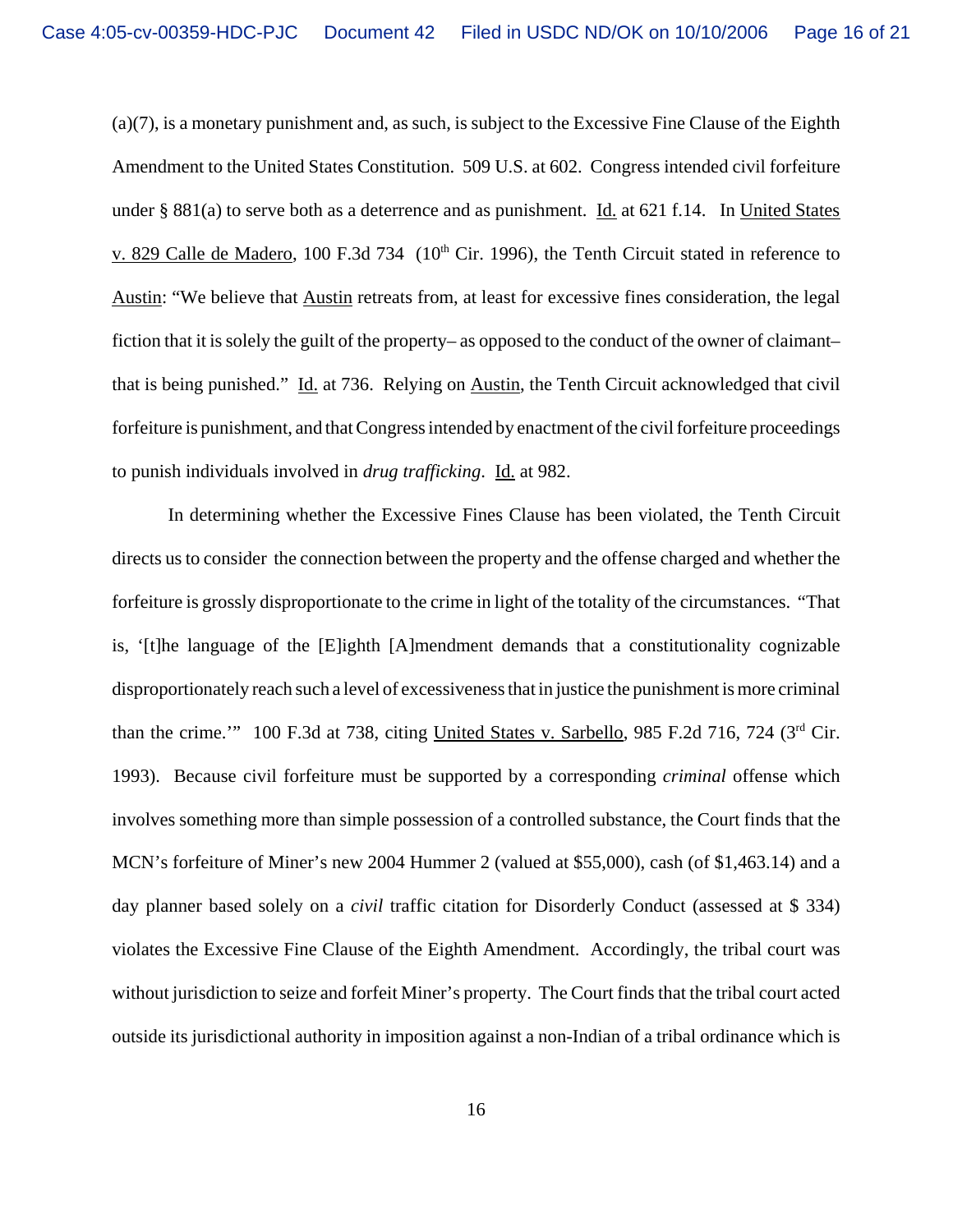(a)(7), is a monetary punishment and, as such, is subject to the Excessive Fine Clause of the Eighth Amendment to the United States Constitution. 509 U.S. at 602. Congress intended civil forfeiture under § 881(a) to serve both as a deterrence and as punishment. Id. at 621 f.14. In United States v. 829 Calle de Madero, 100 F.3d 734 (10th Cir. 1996), the Tenth Circuit stated in reference to Austin: "We believe that Austin retreats from, at least for excessive fines consideration, the legal fiction that it is solely the guilt of the property– as opposed to the conduct of the owner of claimant– that is being punished." Id. at 736. Relying on Austin, the Tenth Circuit acknowledged that civil forfeiture is punishment, and that Congress intended by enactment of the civil forfeiture proceedings to punish individuals involved in *drug trafficking*. Id. at 982.

In determining whether the Excessive Fines Clause has been violated, the Tenth Circuit directs us to consider the connection between the property and the offense charged and whether the forfeiture is grossly disproportionate to the crime in light of the totality of the circumstances. "That is, '[t]he language of the [E]ighth [A]mendment demands that a constitutionality cognizable disproportionately reach such a level of excessiveness that in justice the punishment is more criminal than the crime.'" 100 F.3d at 738, citing United States v. Sarbello, 985 F.2d 716, 724 (3rd Cir. 1993). Because civil forfeiture must be supported by a corresponding *criminal* offense which involves something more than simple possession of a controlled substance, the Court finds that the MCN's forfeiture of Miner's new 2004 Hummer 2 (valued at $55,000), cash (of $1,463.14) and a day planner based solely on a *civil* traffic citation for Disorderly Conduct (assessed at $ 334) violates the Excessive Fine Clause of the Eighth Amendment. Accordingly, the tribal court was without jurisdiction to seize and forfeit Miner's property. The Court finds that the tribal court acted outside its jurisdictional authority in imposition against a non-Indian of a tribal ordinance which is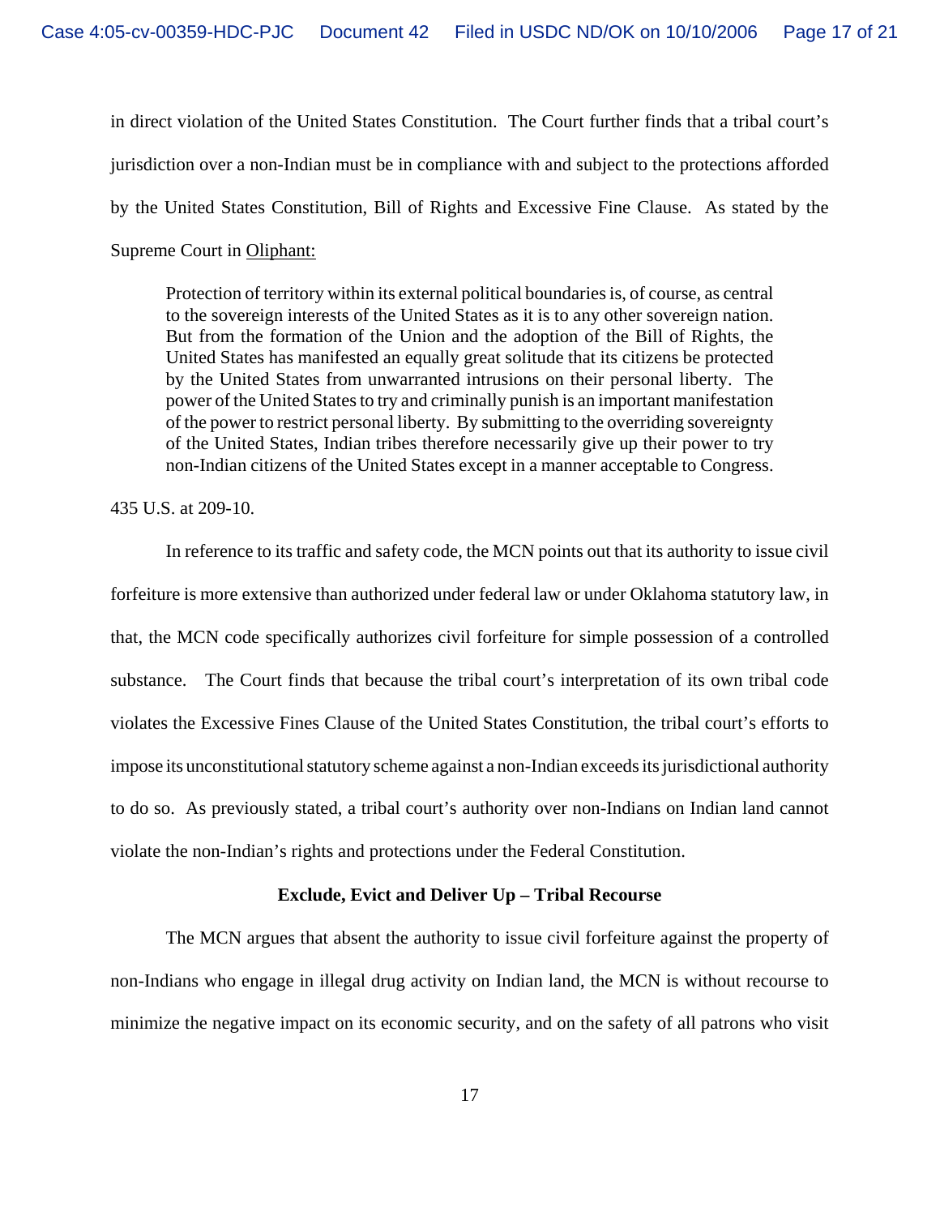in direct violation of the United States Constitution. The Court further finds that a tribal court's jurisdiction over a non-Indian must be in compliance with and subject to the protections afforded by the United States Constitution, Bill of Rights and Excessive Fine Clause. As stated by the Supreme Court in Oliphant:

> Protection of territory within its external political boundaries is, of course, as central to the sovereign interests of the United States as it is to any other sovereign nation. But from the formation of the Union and the adoption of the Bill of Rights, the United States has manifested an equally great solitude that its citizens be protected by the United States from unwarranted intrusions on their personal liberty. The power of the United States to try and criminally punish is an important manifestation of the power to restrict personal liberty. By submitting to the overriding sovereignty of the United States, Indian tribes therefore necessarily give up their power to try non-Indian citizens of the United States except in a manner acceptable to Congress.

435 U.S. at 209-10.

In reference to its traffic and safety code, the MCN points out that its authority to issue civil forfeiture is more extensive than authorized under federal law or under Oklahoma statutory law, in that, the MCN code specifically authorizes civil forfeiture for simple possession of a controlled substance. The Court finds that because the tribal court's interpretation of its own tribal code violates the Excessive Fines Clause of the United States Constitution, the tribal court's efforts to impose its unconstitutional statutory scheme against a non-Indian exceeds its jurisdictional authority to do so. As previously stated, a tribal court's authority over non-Indians on Indian land cannot violate the non-Indian's rights and protections under the Federal Constitution.

**Exclude, Evict and Deliver Up – Tribal Recourse**

The MCN argues that absent the authority to issue civil forfeiture against the property of non-Indians who engage in illegal drug activity on Indian land, the MCN is without recourse to minimize the negative impact on its economic security, and on the safety of all patrons who visit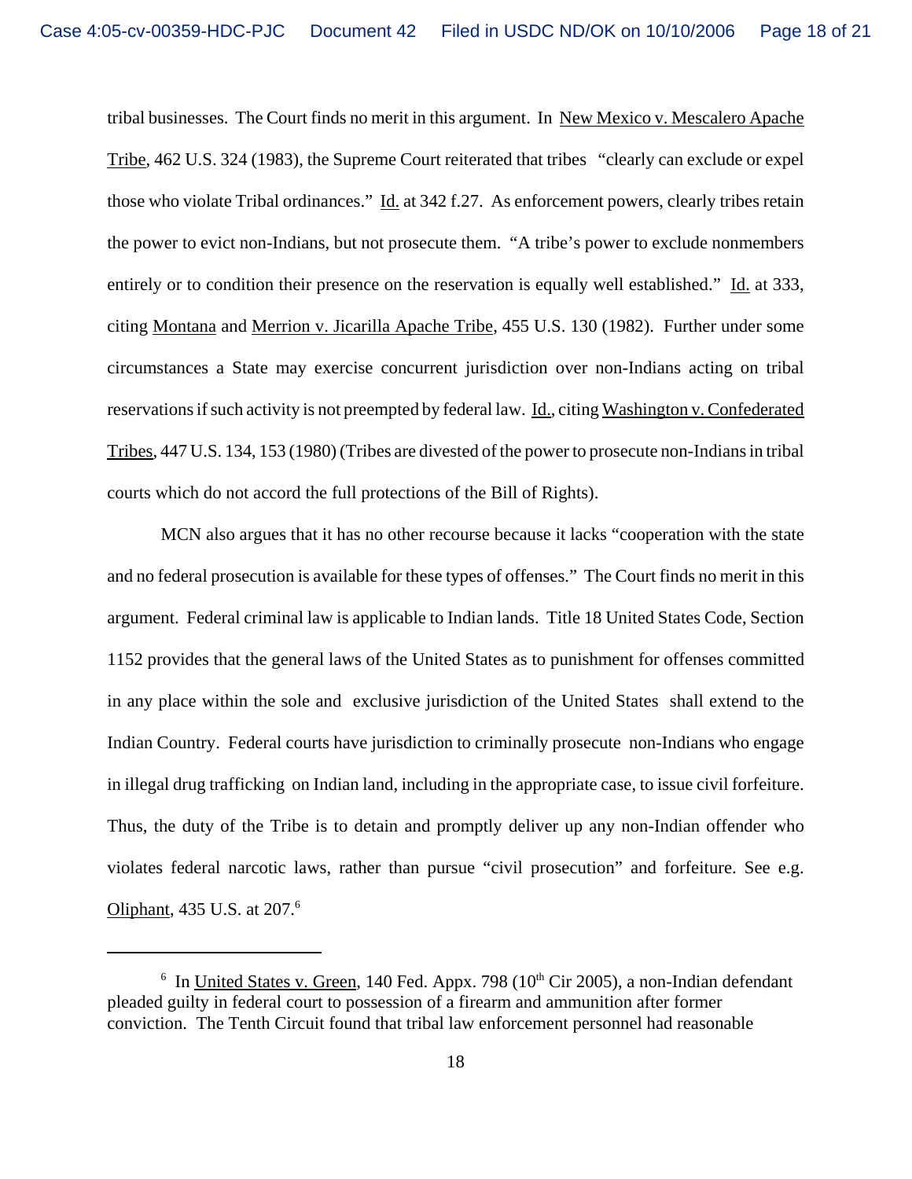tribal businesses. The Court finds no merit in this argument. In New Mexico v. Mescalero Apache Tribe, 462 U.S. 324 (1983), the Supreme Court reiterated that tribes "clearly can exclude or expel those who violate Tribal ordinances." Id. at 342 f.27. As enforcement powers, clearly tribes retain the power to evict non-Indians, but not prosecute them. "A tribe's power to exclude nonmembers entirely or to condition their presence on the reservation is equally well established." Id. at 333, citing Montana and Merrion v. Jicarilla Apache Tribe, 455 U.S. 130 (1982). Further under some circumstances a State may exercise concurrent jurisdiction over non-Indians acting on tribal reservations if such activity is not preempted by federal law. Id., citing Washington v. Confederated Tribes, 447 U.S. 134, 153 (1980) (Tribes are divested of the power to prosecute non-Indians in tribal courts which do not accord the full protections of the Bill of Rights).

MCN also argues that it has no other recourse because it lacks "cooperation with the state and no federal prosecution is available for these types of offenses." The Court finds no merit in this argument. Federal criminal law is applicable to Indian lands. Title 18 United States Code, Section 1152 provides that the general laws of the United States as to punishment for offenses committed in any place within the sole and exclusive jurisdiction of the United States shall extend to the Indian Country. Federal courts have jurisdiction to criminally prosecute non-Indians who engage in illegal drug trafficking on Indian land, including in the appropriate case, to issue civil forfeiture. Thus, the duty of the Tribe is to detain and promptly deliver up any non-Indian offender who violates federal narcotic laws, rather than pursue "civil prosecution" and forfeiture. See e.g. Oliphant, 435 U.S. at 207.[6]

---

[6] In United States v. Green, 140 Fed. Appx. 798 (10th Cir 2005), a non-Indian defendant pleaded guilty in federal court to possession of a firearm and ammunition after former conviction. The Tenth Circuit found that tribal law enforcement personnel had reasonable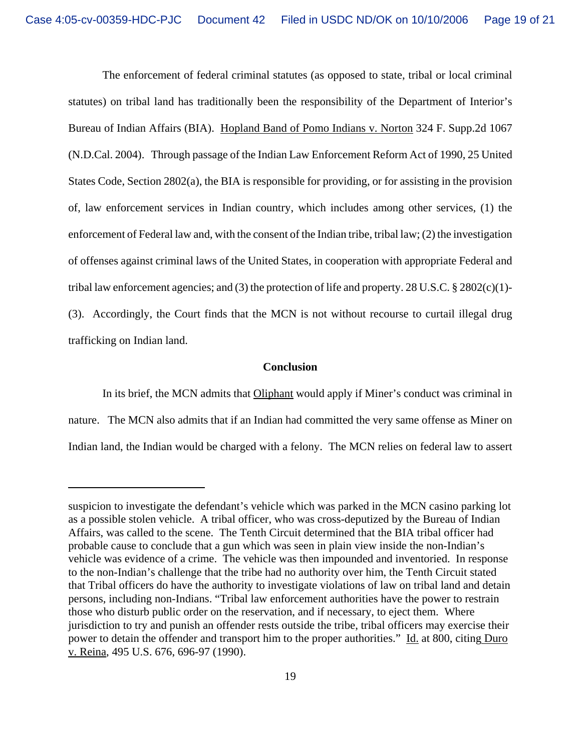The enforcement of federal criminal statutes (as opposed to state, tribal or local criminal statutes) on tribal land has traditionally been the responsibility of the Department of Interior's Bureau of Indian Affairs (BIA). Hopland Band of Pomo Indians v. Norton 324 F. Supp.2d 1067 (N.D.Cal. 2004). Through passage of the Indian Law Enforcement Reform Act of 1990, 25 United States Code, Section 2802(a), the BIA is responsible for providing, or for assisting in the provision of, law enforcement services in Indian country, which includes among other services, (1) the enforcement of Federal law and, with the consent of the Indian tribe, tribal law; (2) the investigation of offenses against criminal laws of the United States, in cooperation with appropriate Federal and tribal law enforcement agencies; and (3) the protection of life and property. 28 U.S.C. § 2802(c)(1)-(3). Accordingly, the Court finds that the MCN is not without recourse to curtail illegal drug trafficking on Indian land.

**Conclusion**

In its brief, the MCN admits that Oliphant would apply if Miner's conduct was criminal in nature. The MCN also admits that if an Indian had committed the very same offense as Miner on Indian land, the Indian would be charged with a felony. The MCN relies on federal law to assert

---

suspicion to investigate the defendant's vehicle which was parked in the MCN casino parking lot as a possible stolen vehicle. A tribal officer, who was cross-deputized by the Bureau of Indian Affairs, was called to the scene. The Tenth Circuit determined that the BIA tribal officer had probable cause to conclude that a gun which was seen in plain view inside the non-Indian's vehicle was evidence of a crime. The vehicle was then impounded and inventoried. In response to the non-Indian's challenge that the tribe had no authority over him, the Tenth Circuit stated that Tribal officers do have the authority to investigate violations of law on tribal land and detain persons, including non-Indians. "Tribal law enforcement authorities have the power to restrain those who disturb public order on the reservation, and if necessary, to eject them. Where jurisdiction to try and punish an offender rests outside the tribe, tribal officers may exercise their power to detain the offender and transport him to the proper authorities." Id. at 800, citing Duro v. Reina, 495 U.S. 676, 696-97 (1990).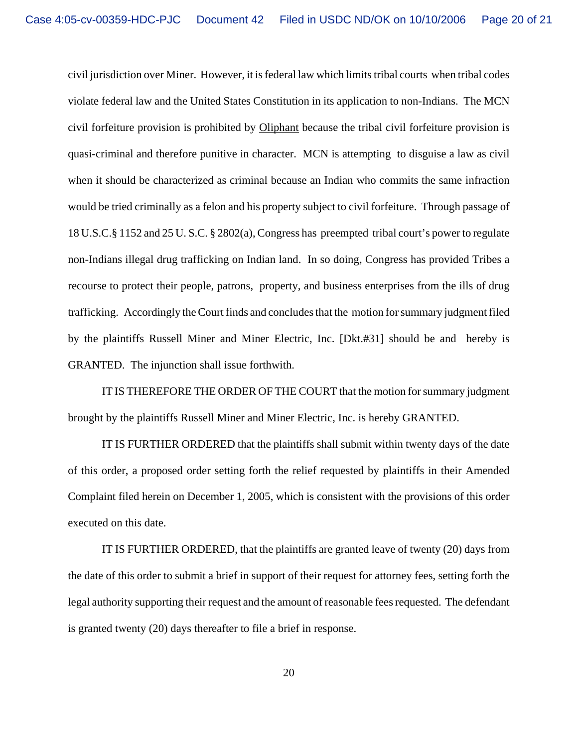civil jurisdiction over Miner. However, it is federal law which limits tribal courts when tribal codes violate federal law and the United States Constitution in its application to non-Indians. The MCN civil forfeiture provision is prohibited by Oliphant because the tribal civil forfeiture provision is quasi-criminal and therefore punitive in character. MCN is attempting to disguise a law as civil when it should be characterized as criminal because an Indian who commits the same infraction would be tried criminally as a felon and his property subject to civil forfeiture. Through passage of 18 U.S.C.§ 1152 and 25 U. S. C. § 2802(a), Congress has preempted tribal court's power to regulate non-Indians illegal drug trafficking on Indian land. In so doing, Congress has provided Tribes a recourse to protect their people, patrons, property, and business enterprises from the ills of drug trafficking. Accordingly the Court finds and concludes that the motion for summary judgment filed by the plaintiffs Russell Miner and Miner Electric, Inc. [Dkt.#31] should be and hereby is GRANTED. The injunction shall issue forthwith.

IT IS THEREFORE THE ORDER OF THE COURT that the motion for summary judgment brought by the plaintiffs Russell Miner and Miner Electric, Inc. is hereby GRANTED.

IT IS FURTHER ORDERED that the plaintiffs shall submit within twenty days of the date of this order, a proposed order setting forth the relief requested by plaintiffs in their Amended Complaint filed herein on December 1, 2005, which is consistent with the provisions of this order executed on this date.

IT IS FURTHER ORDERED, that the plaintiffs are granted leave of twenty (20) days from the date of this order to submit a brief in support of their request for attorney fees, setting forth the legal authority supporting their request and the amount of reasonable fees requested. The defendant is granted twenty (20) days thereafter to file a brief in response.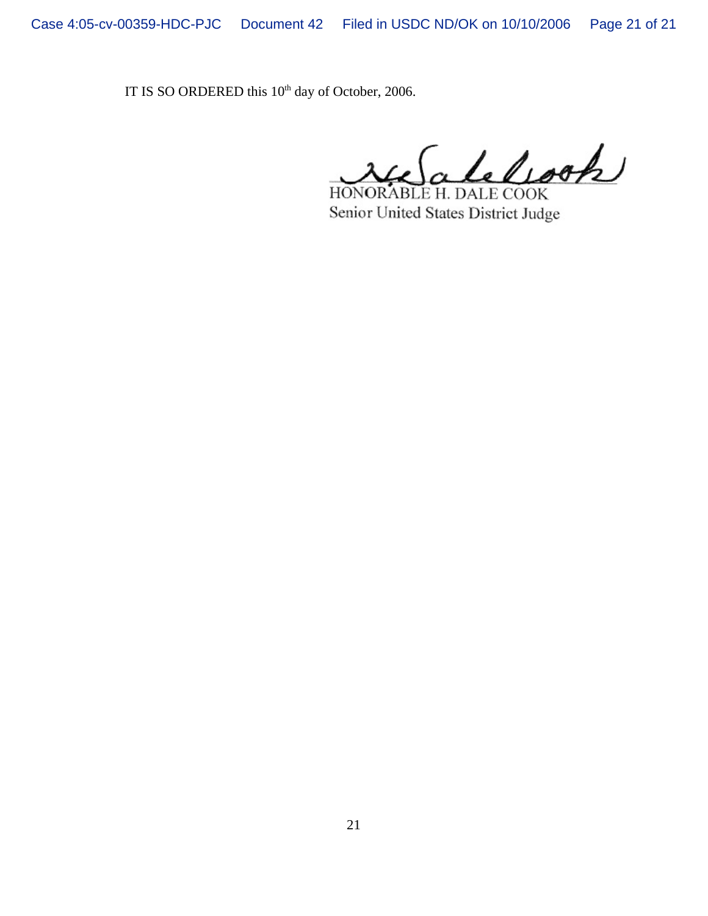IT IS SO ORDERED this 10th day of October, 2006.

HONORABLE H. DALE COOK
Senior United States District Judge